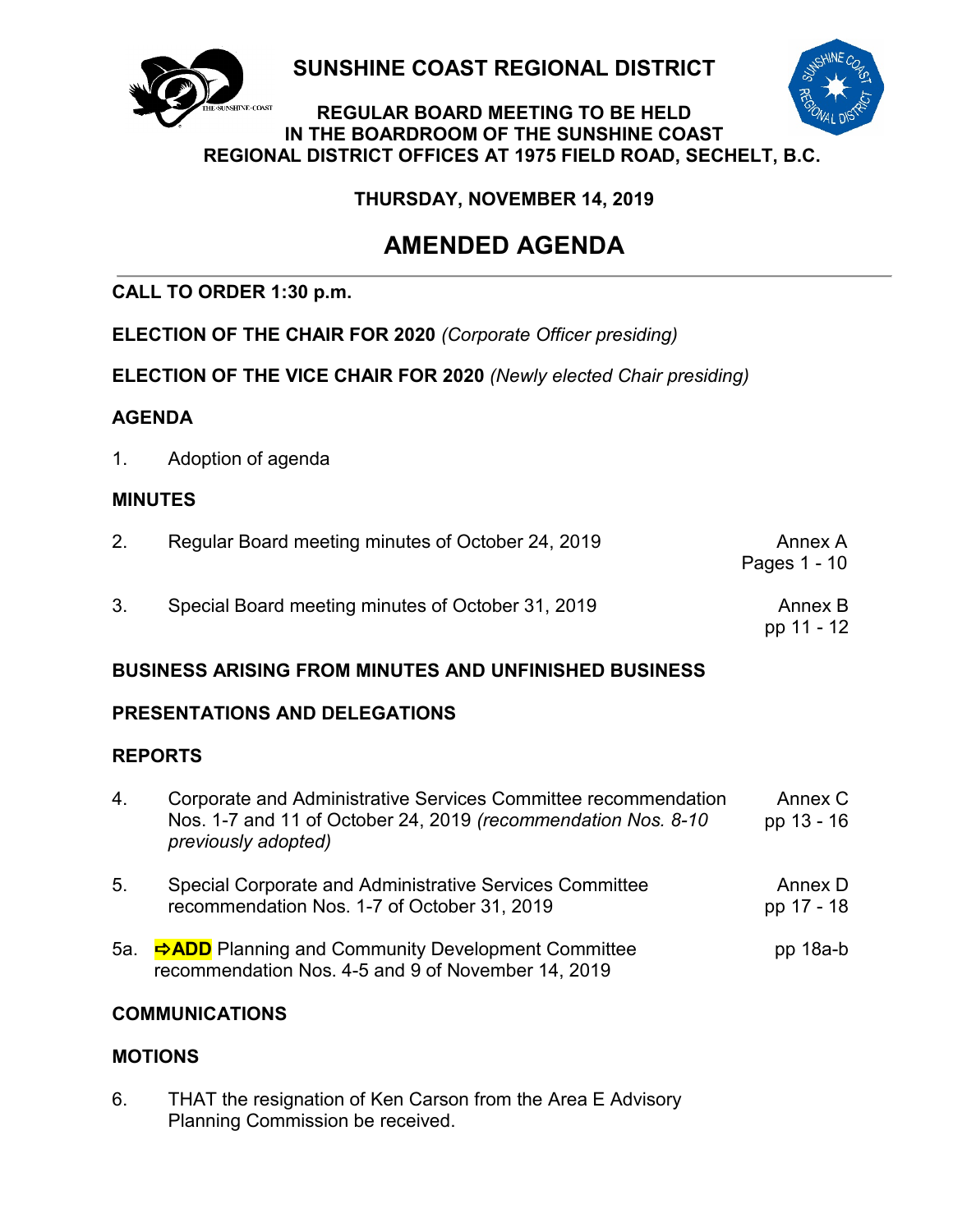# SUNSHINE COAST REGIONAL DISTRICT

## REGULAR BOARD MEETING TO BE HELD IN THE BOARDROOM OF THE SUNSHINE COAST REGIONAL DISTRICT OFFICES AT 1975 FIELD ROAD, SECHELT, B.C.

### THURSDAY, NOVEMBER 14, 2019

# AMENDED AGENDA

**CALL TO ORDER 1:30 p.m.**

**ELECTION OF THE CHAIR FOR 2020** *(Corporate Officer presiding)*

**ELECTION OF THE VICE CHAIR FOR 2020** *(Newly elected Chair presiding)*

**AGENDA**

1. Adoption of agenda

**MINUTES**

| | | |
|---|---|---|
| 2. | Regular Board meeting minutes of October 24, 2019 | Annex A Pages 1 - 10 |
| 3. | Special Board meeting minutes of October 31, 2019 | Annex B pp 11 - 12 |

**BUSINESS ARISING FROM MINUTES AND UNFINISHED BUSINESS**

**PRESENTATIONS AND DELEGATIONS**

**REPORTS**

| | | |
|---|---|---|
| 4. | Corporate and Administrative Services Committee recommendation Nos. 1-7 and 11 of October 24, 2019 *(recommendation Nos. 8-10 previously adopted)* | Annex C pp 13 - 16 |
| 5. | Special Corporate and Administrative Services Committee recommendation Nos. 1-7 of October 31, 2019 | Annex D pp 17 - 18 |
| 5a. | **⇨ADD** Planning and Community Development Committee recommendation Nos. 4-5 and 9 of November 14, 2019 | pp 18a-b |

**COMMUNICATIONS**

**MOTIONS**

6. THAT the resignation of Ken Carson from the Area E Advisory Planning Commission be received.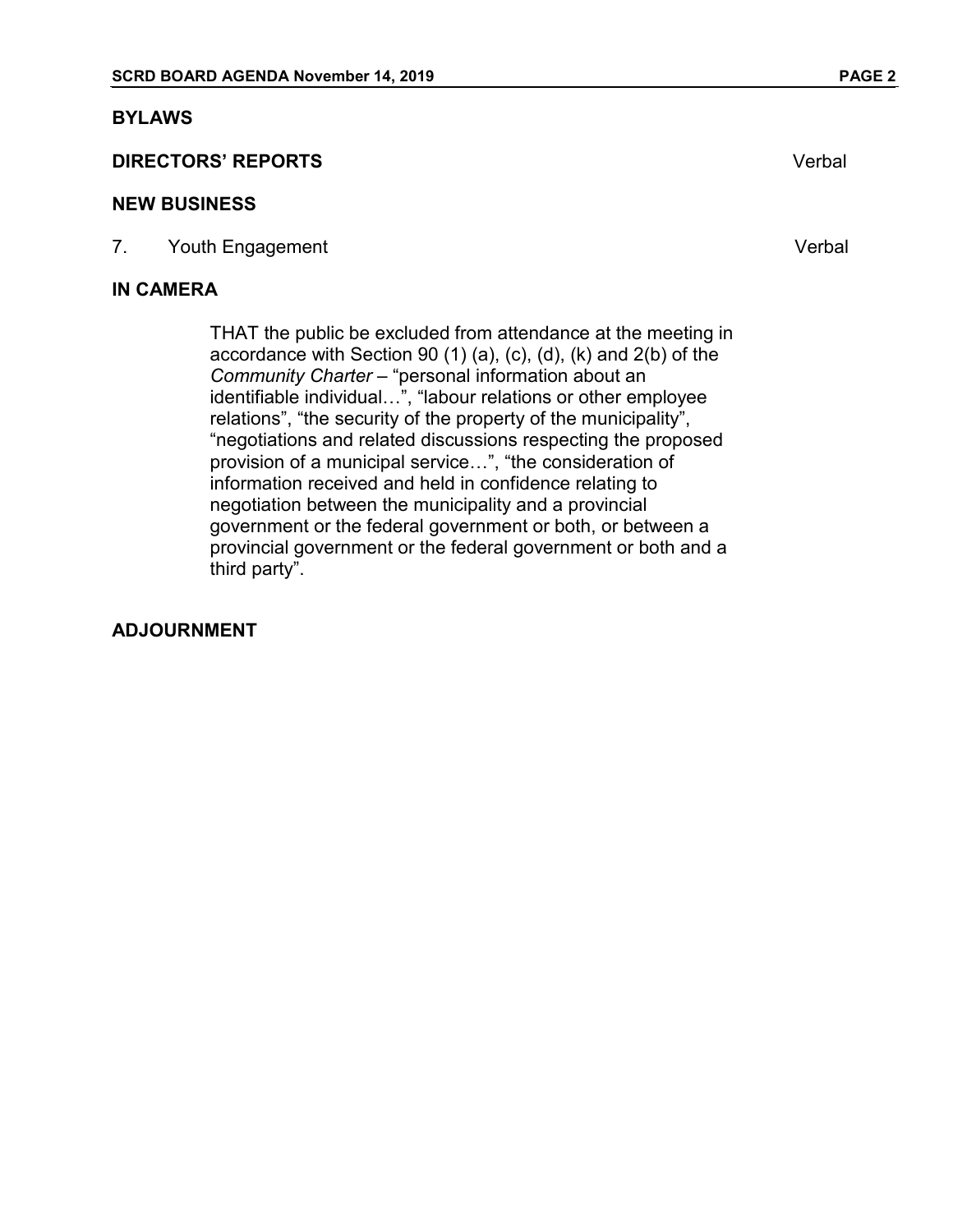**BYLAWS**

**DIRECTORS' REPORTS** Verbal

**NEW BUSINESS**

7. Youth Engagement Verbal

**IN CAMERA**

THAT the public be excluded from attendance at the meeting in accordance with Section 90 (1) (a), (c), (d), (k) and 2(b) of the *Community Charter* – "personal information about an identifiable individual…", "labour relations or other employee relations", "the security of the property of the municipality", "negotiations and related discussions respecting the proposed provision of a municipal service…", "the consideration of information received and held in confidence relating to negotiation between the municipality and a provincial government or the federal government or both, or between a provincial government or the federal government or both and a third party".

**ADJOURNMENT**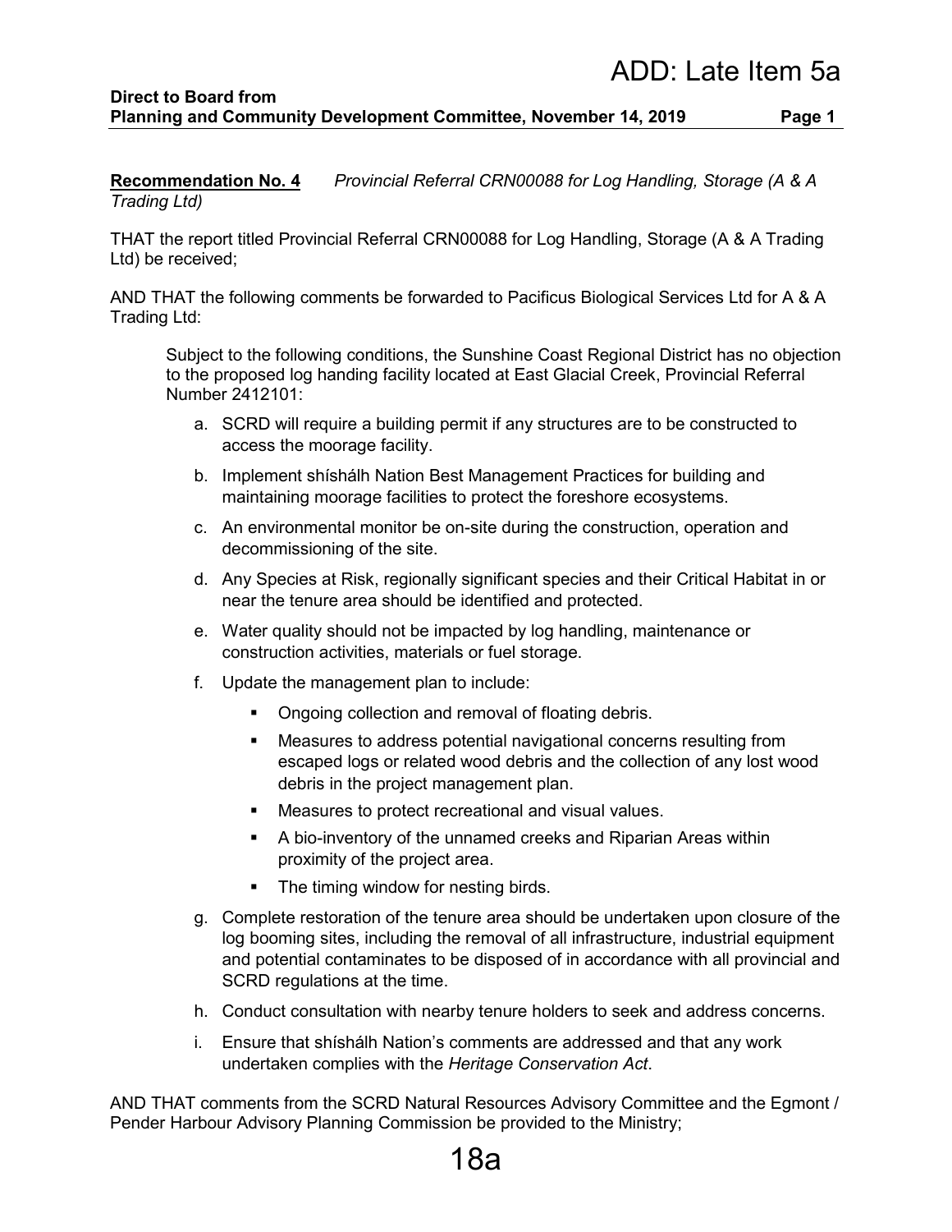# ADD: Late Item 5a

**Direct to Board from**
**Planning and Community Development Committee, November 14, 2019**

**Recommendation No. 4** *Provincial Referral CRN00088 for Log Handling, Storage (A & A Trading Ltd)*

THAT the report titled Provincial Referral CRN00088 for Log Handling, Storage (A & A Trading Ltd) be received;

AND THAT the following comments be forwarded to Pacificus Biological Services Ltd for A & A Trading Ltd:

> Subject to the following conditions, the Sunshine Coast Regional District has no objection to the proposed log handing facility located at East Glacial Creek, Provincial Referral Number 2412101:
>
> a. SCRD will require a building permit if any structures are to be constructed to access the moorage facility.
>
> b. Implement shíshálh Nation Best Management Practices for building and maintaining moorage facilities to protect the foreshore ecosystems.
>
> c. An environmental monitor be on-site during the construction, operation and decommissioning of the site.
>
> d. Any Species at Risk, regionally significant species and their Critical Habitat in or near the tenure area should be identified and protected.
>
> e. Water quality should not be impacted by log handling, maintenance or construction activities, materials or fuel storage.
>
> f. Update the management plan to include:
>
> - Ongoing collection and removal of floating debris.
> - Measures to address potential navigational concerns resulting from escaped logs or related wood debris and the collection of any lost wood debris in the project management plan.
> - Measures to protect recreational and visual values.
> - A bio-inventory of the unnamed creeks and Riparian Areas within proximity of the project area.
> - The timing window for nesting birds.
>
> g. Complete restoration of the tenure area should be undertaken upon closure of the log booming sites, including the removal of all infrastructure, industrial equipment and potential contaminates to be disposed of in accordance with all provincial and SCRD regulations at the time.
>
> h. Conduct consultation with nearby tenure holders to seek and address concerns.
>
> i. Ensure that shíshálh Nation's comments are addressed and that any work undertaken complies with the *Heritage Conservation Act*.

AND THAT comments from the SCRD Natural Resources Advisory Committee and the Egmont / Pender Harbour Advisory Planning Commission be provided to the Ministry;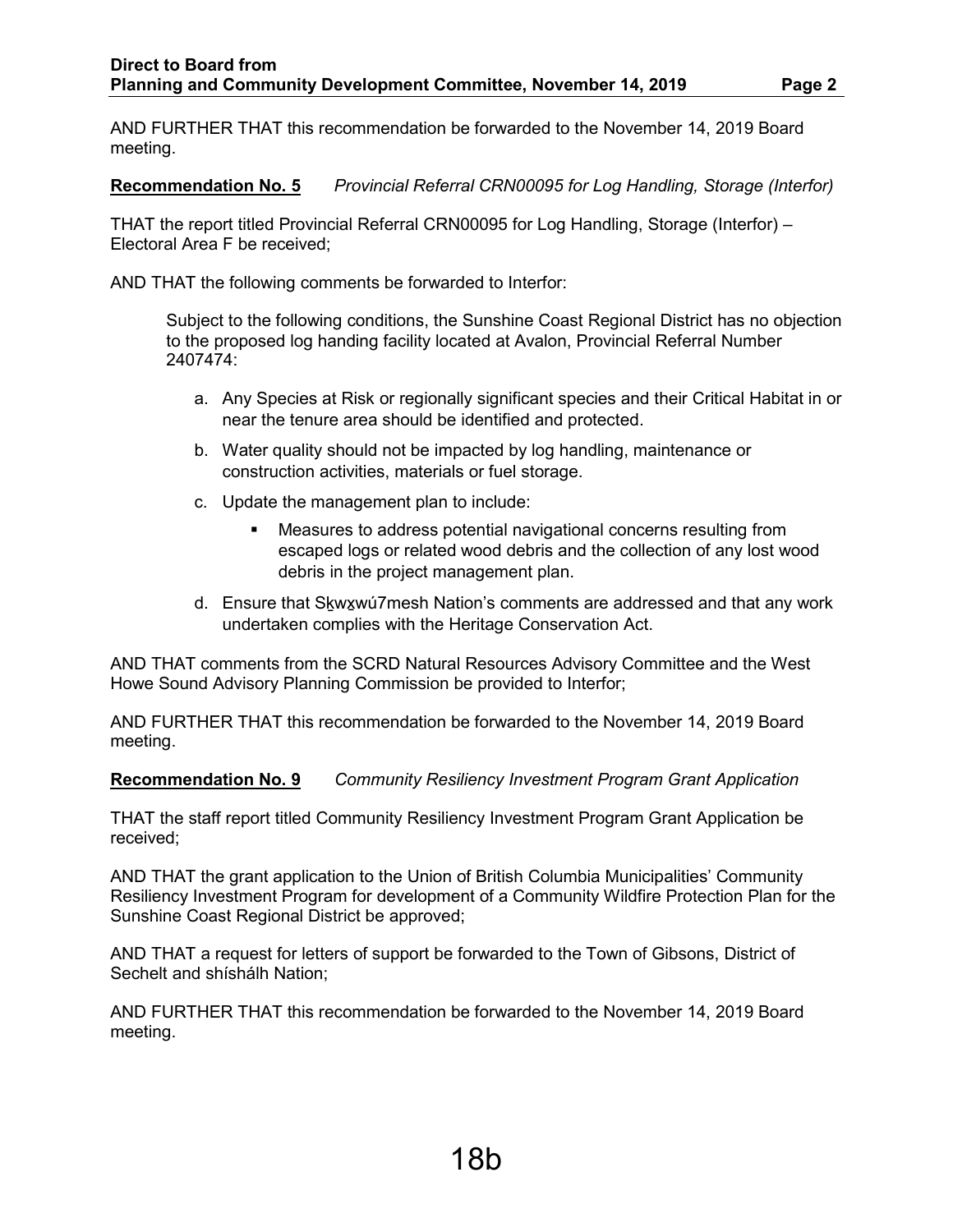AND FURTHER THAT this recommendation be forwarded to the November 14, 2019 Board meeting.

**Recommendation No. 5** *Provincial Referral CRN00095 for Log Handling, Storage (Interfor)*

THAT the report titled Provincial Referral CRN00095 for Log Handling, Storage (Interfor) – Electoral Area F be received;

AND THAT the following comments be forwarded to Interfor:

> Subject to the following conditions, the Sunshine Coast Regional District has no objection to the proposed log handing facility located at Avalon, Provincial Referral Number 2407474:
>
> a. Any Species at Risk or regionally significant species and their Critical Habitat in or near the tenure area should be identified and protected.
>
> b. Water quality should not be impacted by log handling, maintenance or construction activities, materials or fuel storage.
>
> c. Update the management plan to include:
>
> - Measures to address potential navigational concerns resulting from escaped logs or related wood debris and the collection of any lost wood debris in the project management plan.
>
> d. Ensure that Sḵwx̱wú7mesh Nation's comments are addressed and that any work undertaken complies with the Heritage Conservation Act.

AND THAT comments from the SCRD Natural Resources Advisory Committee and the West Howe Sound Advisory Planning Commission be provided to Interfor;

AND FURTHER THAT this recommendation be forwarded to the November 14, 2019 Board meeting.

**Recommendation No. 9** *Community Resiliency Investment Program Grant Application*

THAT the staff report titled Community Resiliency Investment Program Grant Application be received;

AND THAT the grant application to the Union of British Columbia Municipalities' Community Resiliency Investment Program for development of a Community Wildfire Protection Plan for the Sunshine Coast Regional District be approved;

AND THAT a request for letters of support be forwarded to the Town of Gibsons, District of Sechelt and shíshálh Nation;

AND FURTHER THAT this recommendation be forwarded to the November 14, 2019 Board meeting.